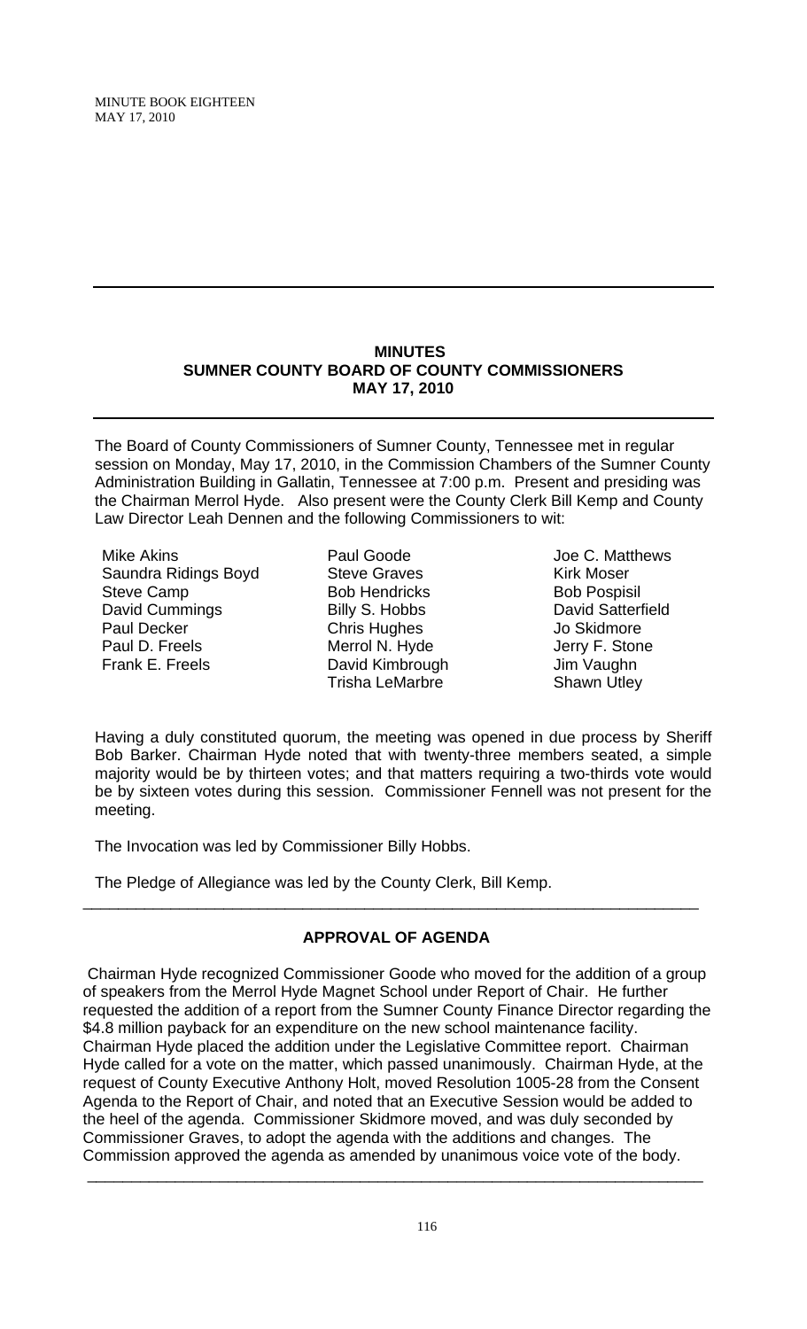# MINUTES
## SUMNER COUNTY BOARD OF COUNTY COMMISSIONERS
## MAY 17, 2010

The Board of County Commissioners of Sumner County, Tennessee met in regular session on Monday, May 17, 2010, in the Commission Chambers of the Sumner County Administration Building in Gallatin, Tennessee at 7:00 p.m. Present and presiding was the Chairman Merrol Hyde. Also present were the County Clerk Bill Kemp and County Law Director Leah Dennen and the following Commissioners to wit:

Mike Akins
Saundra Ridings Boyd
Steve Camp
David Cummings
Paul Decker
Paul D. Freels
Frank E. Freels
Paul Goode
Steve Graves
Bob Hendricks
Billy S. Hobbs
Chris Hughes
Merrol N. Hyde
David Kimbrough
Trisha LeMarbre
Joe C. Matthews
Kirk Moser
Bob Pospisil
David Satterfield
Jo Skidmore
Jerry F. Stone
Jim Vaughn
Shawn Utley

Having a duly constituted quorum, the meeting was opened in due process by Sheriff Bob Barker. Chairman Hyde noted that with twenty-three members seated, a simple majority would be by thirteen votes; and that matters requiring a two-thirds vote would be by sixteen votes during this session. Commissioner Fennell was not present for the meeting.

The Invocation was led by Commissioner Billy Hobbs.

The Pledge of Allegiance was led by the County Clerk, Bill Kemp.

---

### APPROVAL OF AGENDA

Chairman Hyde recognized Commissioner Goode who moved for the addition of a group of speakers from the Merrol Hyde Magnet School under Report of Chair. He further requested the addition of a report from the Sumner County Finance Director regarding the $4.8 million payback for an expenditure on the new school maintenance facility. Chairman Hyde placed the addition under the Legislative Committee report. Chairman Hyde called for a vote on the matter, which passed unanimously. Chairman Hyde, at the request of County Executive Anthony Holt, moved Resolution 1005-28 from the Consent Agenda to the Report of Chair, and noted that an Executive Session would be added to the heel of the agenda. Commissioner Skidmore moved, and was duly seconded by Commissioner Graves, to adopt the agenda with the additions and changes. The Commission approved the agenda as amended by unanimous voice vote of the body.

---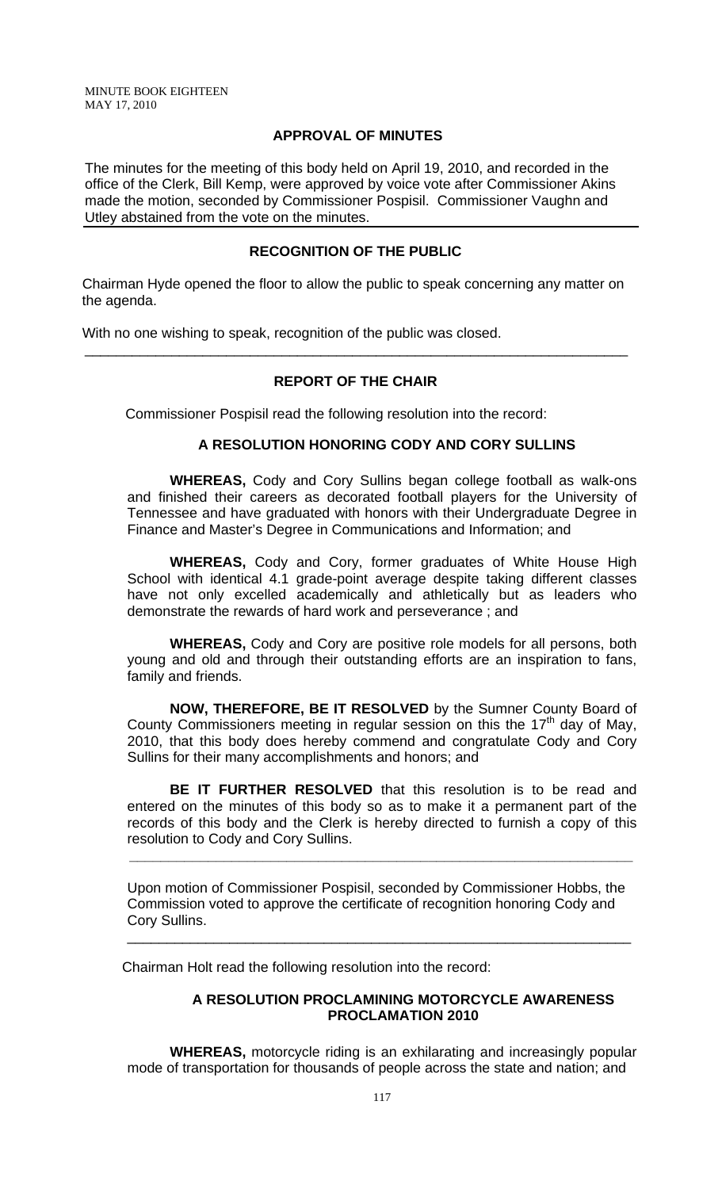## APPROVAL OF MINUTES

The minutes for the meeting of this body held on April 19, 2010, and recorded in the office of the Clerk, Bill Kemp, were approved by voice vote after Commissioner Akins made the motion, seconded by Commissioner Pospisil. Commissioner Vaughn and Utley abstained from the vote on the minutes.

## RECOGNITION OF THE PUBLIC

Chairman Hyde opened the floor to allow the public to speak concerning any matter on the agenda.

With no one wishing to speak, recognition of the public was closed.

---

## REPORT OF THE CHAIR

Commissioner Pospisil read the following resolution into the record:

### A RESOLUTION HONORING CODY AND CORY SULLINS

**WHEREAS,** Cody and Cory Sullins began college football as walk-ons and finished their careers as decorated football players for the University of Tennessee and have graduated with honors with their Undergraduate Degree in Finance and Master's Degree in Communications and Information; and

**WHEREAS,** Cody and Cory, former graduates of White House High School with identical 4.1 grade-point average despite taking different classes have not only excelled academically and athletically but as leaders who demonstrate the rewards of hard work and perseverance ; and

**WHEREAS,** Cody and Cory are positive role models for all persons, both young and old and through their outstanding efforts are an inspiration to fans, family and friends.

**NOW, THEREFORE, BE IT RESOLVED** by the Sumner County Board of County Commissioners meeting in regular session on this the 17th day of May, 2010, that this body does hereby commend and congratulate Cody and Cory Sullins for their many accomplishments and honors; and

**BE IT FURTHER RESOLVED** that this resolution is to be read and entered on the minutes of this body so as to make it a permanent part of the records of this body and the Clerk is hereby directed to furnish a copy of this resolution to Cody and Cory Sullins.

---

Upon motion of Commissioner Pospisil, seconded by Commissioner Hobbs, the Commission voted to approve the certificate of recognition honoring Cody and Cory Sullins.

---

Chairman Holt read the following resolution into the record:

### A RESOLUTION PROCLAMINING MOTORCYCLE AWARENESS PROCLAMATION 2010

**WHEREAS,** motorcycle riding is an exhilarating and increasingly popular mode of transportation for thousands of people across the state and nation; and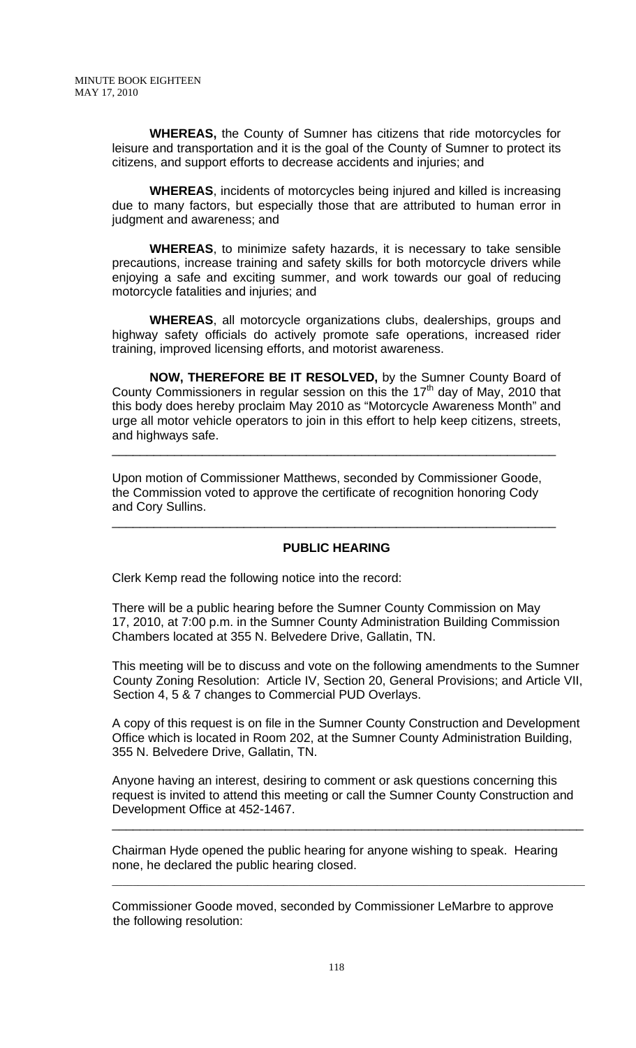**WHEREAS,** the County of Sumner has citizens that ride motorcycles for leisure and transportation and it is the goal of the County of Sumner to protect its citizens, and support efforts to decrease accidents and injuries; and

**WHEREAS**, incidents of motorcycles being injured and killed is increasing due to many factors, but especially those that are attributed to human error in judgment and awareness; and

**WHEREAS**, to minimize safety hazards, it is necessary to take sensible precautions, increase training and safety skills for both motorcycle drivers while enjoying a safe and exciting summer, and work towards our goal of reducing motorcycle fatalities and injuries; and

**WHEREAS**, all motorcycle organizations clubs, dealerships, groups and highway safety officials do actively promote safe operations, increased rider training, improved licensing efforts, and motorist awareness.

**NOW, THEREFORE BE IT RESOLVED,** by the Sumner County Board of County Commissioners in regular session on this the 17th day of May, 2010 that this body does hereby proclaim May 2010 as "Motorcycle Awareness Month" and urge all motor vehicle operators to join in this effort to help keep citizens, streets, and highways safe.

---

Upon motion of Commissioner Matthews, seconded by Commissioner Goode, the Commission voted to approve the certificate of recognition honoring Cody and Cory Sullins.

---

**PUBLIC HEARING**

Clerk Kemp read the following notice into the record:

There will be a public hearing before the Sumner County Commission on May 17, 2010, at 7:00 p.m. in the Sumner County Administration Building Commission Chambers located at 355 N. Belvedere Drive, Gallatin, TN.

This meeting will be to discuss and vote on the following amendments to the Sumner County Zoning Resolution: Article IV, Section 20, General Provisions; and Article VII, Section 4, 5 & 7 changes to Commercial PUD Overlays.

A copy of this request is on file in the Sumner County Construction and Development Office which is located in Room 202, at the Sumner County Administration Building, 355 N. Belvedere Drive, Gallatin, TN.

Anyone having an interest, desiring to comment or ask questions concerning this request is invited to attend this meeting or call the Sumner County Construction and Development Office at 452-1467.

---

Chairman Hyde opened the public hearing for anyone wishing to speak. Hearing none, he declared the public hearing closed.

---

Commissioner Goode moved, seconded by Commissioner LeMarbre to approve the following resolution: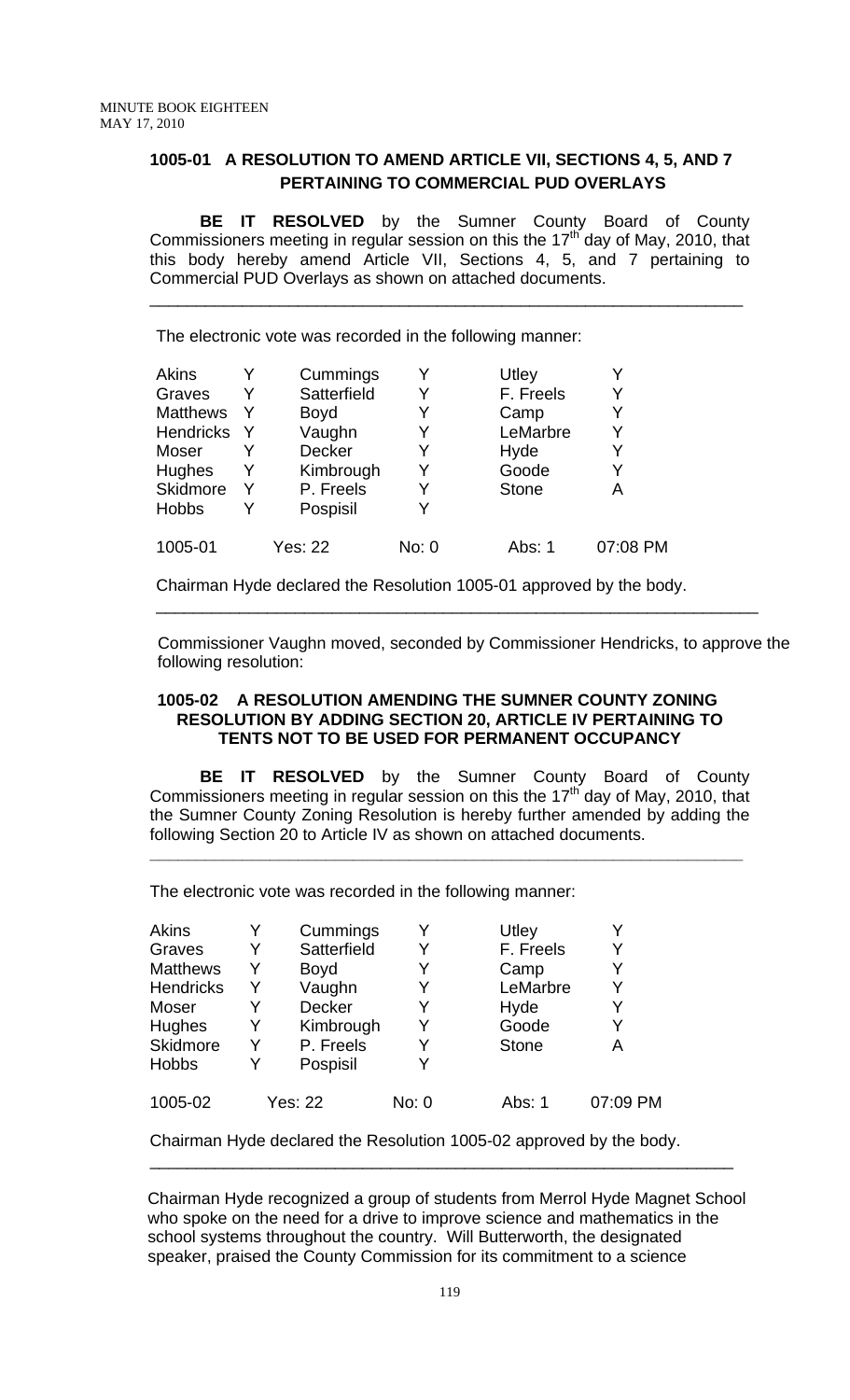### 1005-01 A RESOLUTION TO AMEND ARTICLE VII, SECTIONS 4, 5, AND 7 PERTAINING TO COMMERCIAL PUD OVERLAYS

**BE IT RESOLVED** by the Sumner County Board of County Commissioners meeting in regular session on this the 17th day of May, 2010, that this body hereby amend Article VII, Sections 4, 5, and 7 pertaining to Commercial PUD Overlays as shown on attached documents.

---

The electronic vote was recorded in the following manner:

| | | | | | |
|---|---|---|---|---|---|
| Akins | Y | Cummings | Y | Utley | Y |
| Graves | Y | Satterfield | Y | F. Freels | Y |
| Matthews | Y | Boyd | Y | Camp | Y |
| Hendricks | Y | Vaughn | Y | LeMarbre | Y |
| Moser | Y | Decker | Y | Hyde | Y |
| Hughes | Y | Kimbrough | Y | Goode | Y |
| Skidmore | Y | P. Freels | Y | Stone | A |
| Hobbs | Y | Pospisil | Y | | |
| 1005-01 | | Yes: 22 | No: 0 | Abs: 1 | 07:08 PM |

Chairman Hyde declared the Resolution 1005-01 approved by the body.

---

Commissioner Vaughn moved, seconded by Commissioner Hendricks, to approve the following resolution:

### 1005-02 A RESOLUTION AMENDING THE SUMNER COUNTY ZONING RESOLUTION BY ADDING SECTION 20, ARTICLE IV PERTAINING TO TENTS NOT TO BE USED FOR PERMANENT OCCUPANCY

**BE IT RESOLVED** by the Sumner County Board of County Commissioners meeting in regular session on this the 17th day of May, 2010, that the Sumner County Zoning Resolution is hereby further amended by adding the following Section 20 to Article IV as shown on attached documents.

---

The electronic vote was recorded in the following manner:

| | | | | | |
|---|---|---|---|---|---|
| Akins | Y | Cummings | Y | Utley | Y |
| Graves | Y | Satterfield | Y | F. Freels | Y |
| Matthews | Y | Boyd | Y | Camp | Y |
| Hendricks | Y | Vaughn | Y | LeMarbre | Y |
| Moser | Y | Decker | Y | Hyde | Y |
| Hughes | Y | Kimbrough | Y | Goode | Y |
| Skidmore | Y | P. Freels | Y | Stone | A |
| Hobbs | Y | Pospisil | Y | | |
| 1005-02 | | Yes: 22 | No: 0 | Abs: 1 | 07:09 PM |

Chairman Hyde declared the Resolution 1005-02 approved by the body.

---

Chairman Hyde recognized a group of students from Merrol Hyde Magnet School who spoke on the need for a drive to improve science and mathematics in the school systems throughout the country. Will Butterworth, the designated speaker, praised the County Commission for its commitment to a science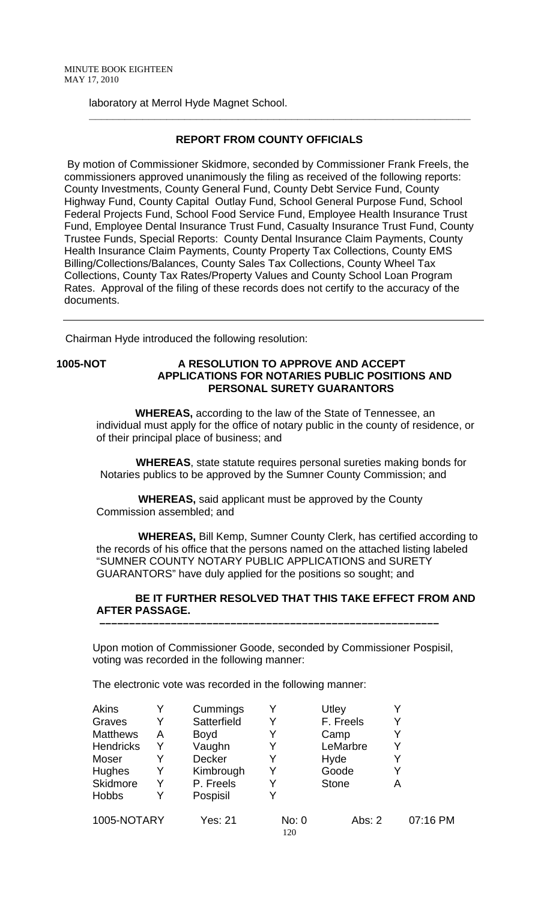laboratory at Merrol Hyde Magnet School.

---

## REPORT FROM COUNTY OFFICIALS

By motion of Commissioner Skidmore, seconded by Commissioner Frank Freels, the commissioners approved unanimously the filing as received of the following reports: County Investments, County General Fund, County Debt Service Fund, County Highway Fund, County Capital Outlay Fund, School General Purpose Fund, School Federal Projects Fund, School Food Service Fund, Employee Health Insurance Trust Fund, Employee Dental Insurance Trust Fund, Casualty Insurance Trust Fund, County Trustee Funds, Special Reports: County Dental Insurance Claim Payments, County Health Insurance Claim Payments, County Property Tax Collections, County EMS Billing/Collections/Balances, County Sales Tax Collections, County Wheel Tax Collections, County Tax Rates/Property Values and County School Loan Program Rates. Approval of the filing of these records does not certify to the accuracy of the documents.

---

Chairman Hyde introduced the following resolution:

**1005-NOT** **A RESOLUTION TO APPROVE AND ACCEPT APPLICATIONS FOR NOTARIES PUBLIC POSITIONS AND PERSONAL SURETY GUARANTORS**

**WHEREAS,** according to the law of the State of Tennessee, an individual must apply for the office of notary public in the county of residence, or of their principal place of business; and

**WHEREAS**, state statute requires personal sureties making bonds for Notaries publics to be approved by the Sumner County Commission; and

**WHEREAS,** said applicant must be approved by the County Commission assembled; and

**WHEREAS,** Bill Kemp, Sumner County Clerk, has certified according to the records of his office that the persons named on the attached listing labeled "SUMNER COUNTY NOTARY PUBLIC APPLICATIONS and SURETY GUARANTORS" have duly applied for the positions so sought; and

**BE IT FURTHER RESOLVED THAT THIS TAKE EFFECT FROM AND AFTER PASSAGE.**

---

Upon motion of Commissioner Goode, seconded by Commissioner Pospisil, voting was recorded in the following manner:

The electronic vote was recorded in the following manner:

| | | | | | |
|---|---|---|---|---|---|
| Akins | Y | Cummings | Y | Utley | Y |
| Graves | Y | Satterfield | Y | F. Freels | Y |
| Matthews | A | Boyd | Y | Camp | Y |
| Hendricks | Y | Vaughn | Y | LeMarbre | Y |
| Moser | Y | Decker | Y | Hyde | Y |
| Hughes | Y | Kimbrough | Y | Goode | Y |
| Skidmore | Y | P. Freels | Y | Stone | A |
| Hobbs | Y | Pospisil | Y | | |

1005-NOTARY Yes: 21 No: 0 Abs: 2 07:16 PM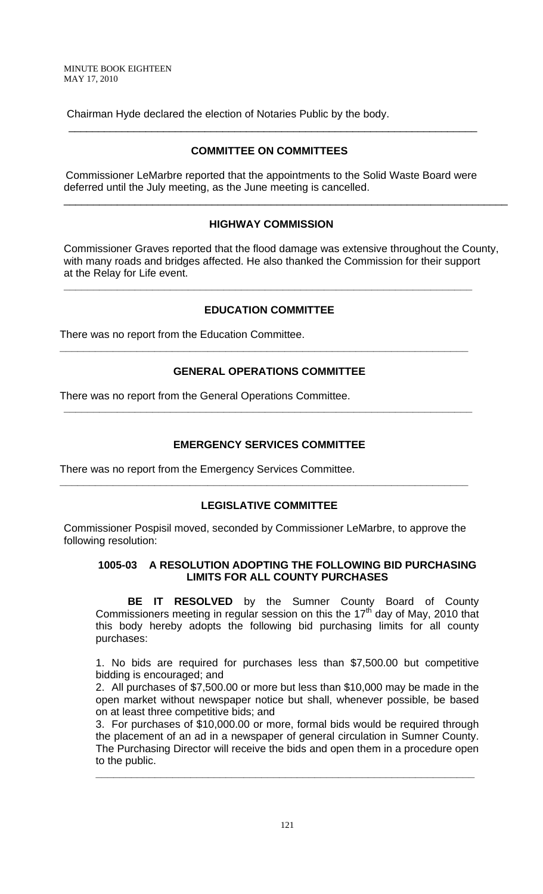Chairman Hyde declared the election of Notaries Public by the body.

---

## COMMITTEE ON COMMITTEES

Commissioner LeMarbre reported that the appointments to the Solid Waste Board were deferred until the July meeting, as the June meeting is cancelled.

---

## HIGHWAY COMMISSION

Commissioner Graves reported that the flood damage was extensive throughout the County, with many roads and bridges affected. He also thanked the Commission for their support at the Relay for Life event.

---

## EDUCATION COMMITTEE

There was no report from the Education Committee.

---

## GENERAL OPERATIONS COMMITTEE

There was no report from the General Operations Committee.

---

## EMERGENCY SERVICES COMMITTEE

There was no report from the Emergency Services Committee.

---

## LEGISLATIVE COMMITTEE

Commissioner Pospisil moved, seconded by Commissioner LeMarbre, to approve the following resolution:

**1005-03 A RESOLUTION ADOPTING THE FOLLOWING BID PURCHASING LIMITS FOR ALL COUNTY PURCHASES**

**BE IT RESOLVED** by the Sumner County Board of County Commissioners meeting in regular session on this the 17th day of May, 2010 that this body hereby adopts the following bid purchasing limits for all county purchases:

1. No bids are required for purchases less than $7,500.00 but competitive bidding is encouraged; and
2. All purchases of $7,500.00 or more but less than $10,000 may be made in the open market without newspaper notice but shall, whenever possible, be based on at least three competitive bids; and
3. For purchases of $10,000.00 or more, formal bids would be required through the placement of an ad in a newspaper of general circulation in Sumner County. The Purchasing Director will receive the bids and open them in a procedure open to the public.

---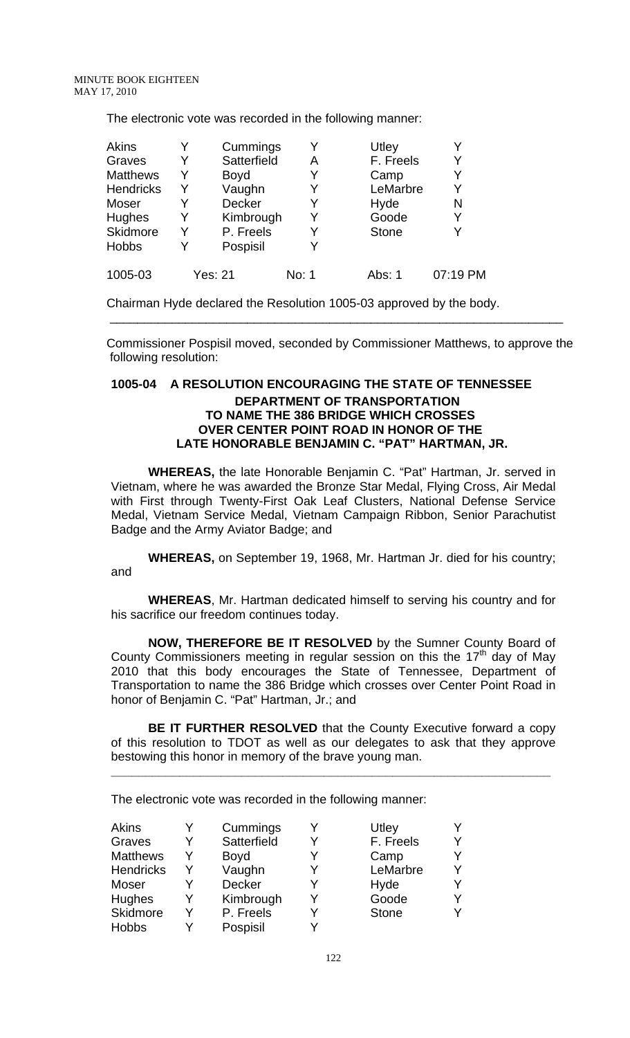The electronic vote was recorded in the following manner:

| | | | | | |
|---|---|---|---|---|---|
| Akins | Y | Cummings | Y | Utley | Y |
| Graves | Y | Satterfield | A | F. Freels | Y |
| Matthews | Y | Boyd | Y | Camp | Y |
| Hendricks | Y | Vaughn | Y | LeMarbre | Y |
| Moser | Y | Decker | Y | Hyde | N |
| Hughes | Y | Kimbrough | Y | Goode | Y |
| Skidmore | Y | P. Freels | Y | Stone | Y |
| Hobbs | Y | Pospisil | Y | | |
| 1005-03 | Yes: 21 | | No: 1 | Abs: 1 | 07:19 PM |

Chairman Hyde declared the Resolution 1005-03 approved by the body.

---

Commissioner Pospisil moved, seconded by Commissioner Matthews, to approve the following resolution:

### 1005-04 A RESOLUTION ENCOURAGING THE STATE OF TENNESSEE DEPARTMENT OF TRANSPORTATION TO NAME THE 386 BRIDGE WHICH CROSSES OVER CENTER POINT ROAD IN HONOR OF THE LATE HONORABLE BENJAMIN C. "PAT" HARTMAN, JR.

**WHEREAS,** the late Honorable Benjamin C. "Pat" Hartman, Jr. served in Vietnam, where he was awarded the Bronze Star Medal, Flying Cross, Air Medal with First through Twenty-First Oak Leaf Clusters, National Defense Service Medal, Vietnam Service Medal, Vietnam Campaign Ribbon, Senior Parachutist Badge and the Army Aviator Badge; and

**WHEREAS,** on September 19, 1968, Mr. Hartman Jr. died for his country; and

**WHEREAS**, Mr. Hartman dedicated himself to serving his country and for his sacrifice our freedom continues today.

**NOW, THEREFORE BE IT RESOLVED** by the Sumner County Board of County Commissioners meeting in regular session on this the 17th day of May 2010 that this body encourages the State of Tennessee, Department of Transportation to name the 386 Bridge which crosses over Center Point Road in honor of Benjamin C. "Pat" Hartman, Jr.; and

**BE IT FURTHER RESOLVED** that the County Executive forward a copy of this resolution to TDOT as well as our delegates to ask that they approve bestowing this honor in memory of the brave young man.

---

The electronic vote was recorded in the following manner:

| | | | | | |
|---|---|---|---|---|---|
| Akins | Y | Cummings | Y | Utley | Y |
| Graves | Y | Satterfield | Y | F. Freels | Y |
| Matthews | Y | Boyd | Y | Camp | Y |
| Hendricks | Y | Vaughn | Y | LeMarbre | Y |
| Moser | Y | Decker | Y | Hyde | Y |
| Hughes | Y | Kimbrough | Y | Goode | Y |
| Skidmore | Y | P. Freels | Y | Stone | Y |
| Hobbs | Y | Pospisil | Y | | |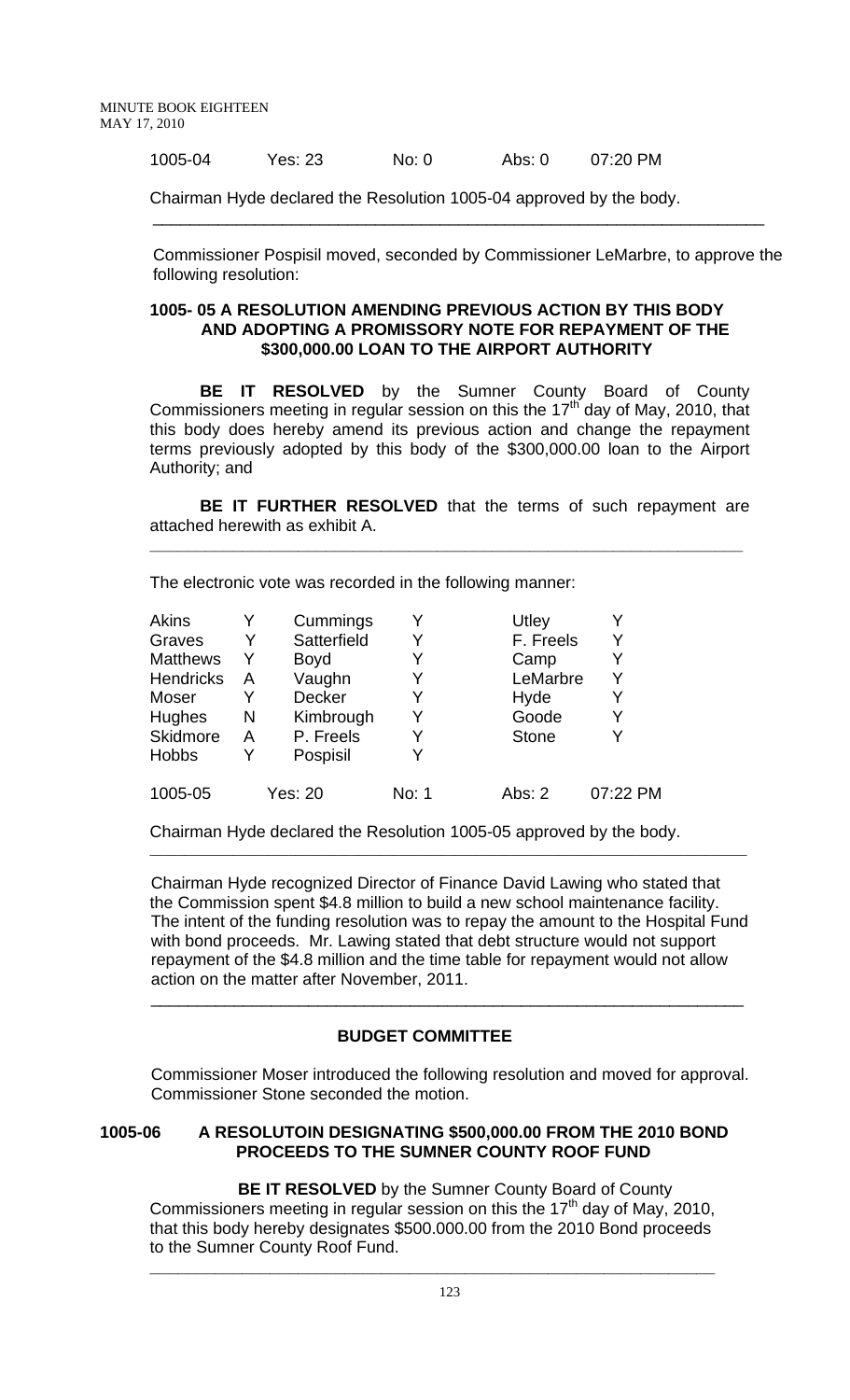1005-04 Yes: 23 No: 0 Abs: 0 07:20 PM

Chairman Hyde declared the Resolution 1005-04 approved by the body.

---

Commissioner Pospisil moved, seconded by Commissioner LeMarbre, to approve the following resolution:

**1005- 05 A RESOLUTION AMENDING PREVIOUS ACTION BY THIS BODY AND ADOPTING A PROMISSORY NOTE FOR REPAYMENT OF THE $300,000.00 LOAN TO THE AIRPORT AUTHORITY**

**BE IT RESOLVED** by the Sumner County Board of County Commissioners meeting in regular session on this the 17th day of May, 2010, that this body does hereby amend its previous action and change the repayment terms previously adopted by this body of the $300,000.00 loan to the Airport Authority; and

**BE IT FURTHER RESOLVED** that the terms of such repayment are attached herewith as exhibit A.

---

The electronic vote was recorded in the following manner:

| | | | | | |
|---|---|---|---|---|---|
| Akins | Y | Cummings | Y | Utley | Y |
| Graves | Y | Satterfield | Y | F. Freels | Y |
| Matthews | Y | Boyd | Y | Camp | Y |
| Hendricks | A | Vaughn | Y | LeMarbre | Y |
| Moser | Y | Decker | Y | Hyde | Y |
| Hughes | N | Kimbrough | Y | Goode | Y |
| Skidmore | A | P. Freels | Y | Stone | Y |
| Hobbs | Y | Pospisil | Y | | |

1005-05 Yes: 20 No: 1 Abs: 2 07:22 PM

Chairman Hyde declared the Resolution 1005-05 approved by the body.

---

Chairman Hyde recognized Director of Finance David Lawing who stated that the Commission spent $4.8 million to build a new school maintenance facility. The intent of the funding resolution was to repay the amount to the Hospital Fund with bond proceeds. Mr. Lawing stated that debt structure would not support repayment of the $4.8 million and the time table for repayment would not allow action on the matter after November, 2011.

---

## BUDGET COMMITTEE

Commissioner Moser introduced the following resolution and moved for approval. Commissioner Stone seconded the motion.

**1005-06 A RESOLUTOIN DESIGNATING $500,000.00 FROM THE 2010 BOND PROCEEDS TO THE SUMNER COUNTY ROOF FUND**

**BE IT RESOLVED** by the Sumner County Board of County Commissioners meeting in regular session on this the 17th day of May, 2010, that this body hereby designates $500.000.00 from the 2010 Bond proceeds to the Sumner County Roof Fund.

---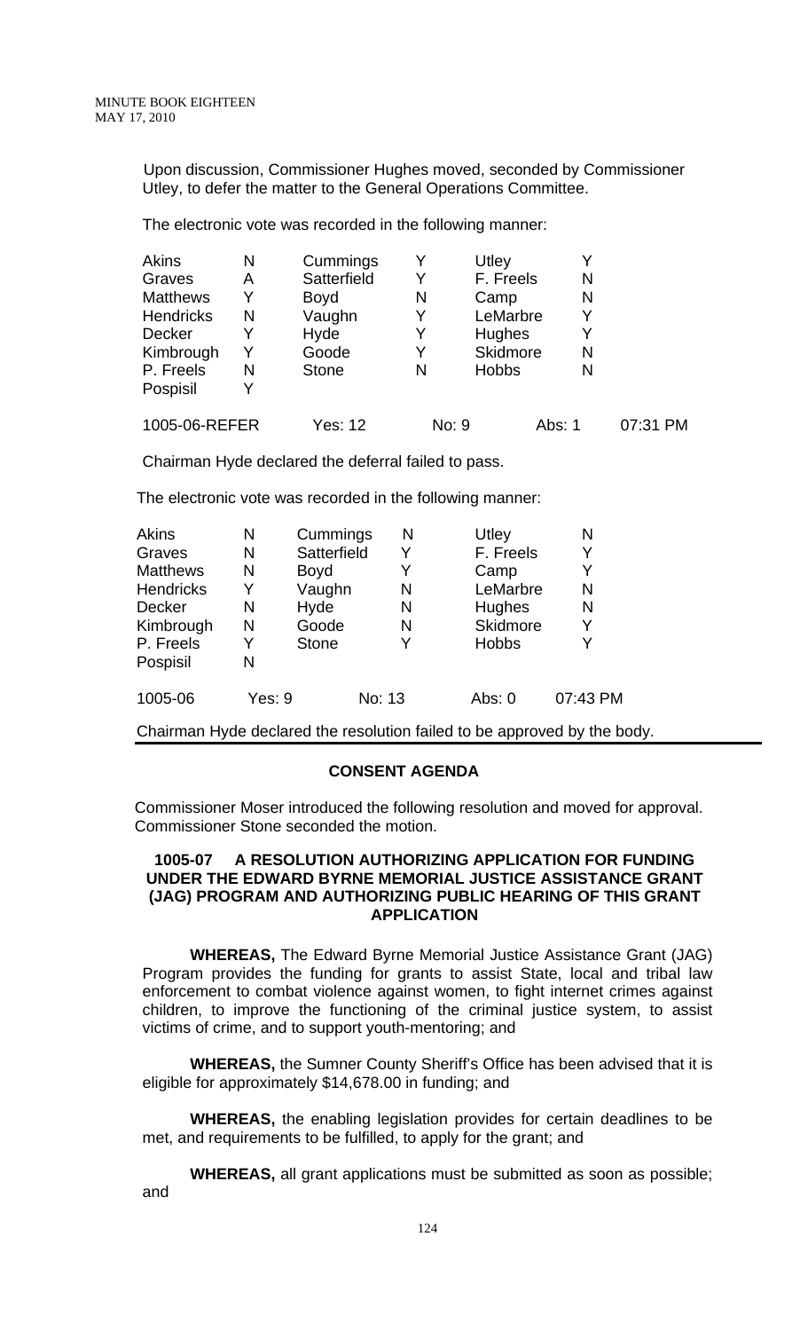Upon discussion, Commissioner Hughes moved, seconded by Commissioner Utley, to defer the matter to the General Operations Committee.

The electronic vote was recorded in the following manner:

| | | | | | |
|---|---|---|---|---|---|
| Akins | N | Cummings | Y | Utley | Y |
| Graves | A | Satterfield | Y | F. Freels | N |
| Matthews | Y | Boyd | N | Camp | N |
| Hendricks | N | Vaughn | Y | LeMarbre | Y |
| Decker | Y | Hyde | Y | Hughes | Y |
| Kimbrough | Y | Goode | Y | Skidmore | N |
| P. Freels | N | Stone | N | Hobbs | N |
| Pospisil | Y | | | | |

1005-06-REFER     Yes: 12     No: 9     Abs: 1     07:31 PM

Chairman Hyde declared the deferral failed to pass.

The electronic vote was recorded in the following manner:

| | | | | | |
|---|---|---|---|---|---|
| Akins | N | Cummings | N | Utley | N |
| Graves | N | Satterfield | Y | F. Freels | Y |
| Matthews | N | Boyd | Y | Camp | Y |
| Hendricks | Y | Vaughn | N | LeMarbre | N |
| Decker | N | Hyde | N | Hughes | N |
| Kimbrough | N | Goode | N | Skidmore | Y |
| P. Freels | Y | Stone | Y | Hobbs | Y |
| Pospisil | N | | | | |

1005-06     Yes: 9     No: 13     Abs: 0     07:43 PM

Chairman Hyde declared the resolution failed to be approved by the body.

## CONSENT AGENDA

Commissioner Moser introduced the following resolution and moved for approval. Commissioner Stone seconded the motion.

### 1005-07 A RESOLUTION AUTHORIZING APPLICATION FOR FUNDING UNDER THE EDWARD BYRNE MEMORIAL JUSTICE ASSISTANCE GRANT (JAG) PROGRAM AND AUTHORIZING PUBLIC HEARING OF THIS GRANT APPLICATION

**WHEREAS,** The Edward Byrne Memorial Justice Assistance Grant (JAG) Program provides the funding for grants to assist State, local and tribal law enforcement to combat violence against women, to fight internet crimes against children, to improve the functioning of the criminal justice system, to assist victims of crime, and to support youth-mentoring; and

**WHEREAS,** the Sumner County Sheriff's Office has been advised that it is eligible for approximately $14,678.00 in funding; and

**WHEREAS,** the enabling legislation provides for certain deadlines to be met, and requirements to be fulfilled, to apply for the grant; and

**WHEREAS,** all grant applications must be submitted as soon as possible; and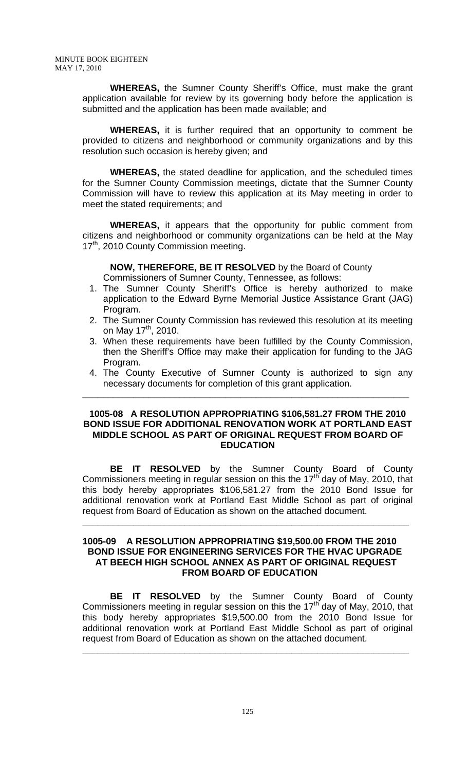**WHEREAS,** the Sumner County Sheriff's Office, must make the grant application available for review by its governing body before the application is submitted and the application has been made available; and

**WHEREAS,** it is further required that an opportunity to comment be provided to citizens and neighborhood or community organizations and by this resolution such occasion is hereby given; and

**WHEREAS,** the stated deadline for application, and the scheduled times for the Sumner County Commission meetings, dictate that the Sumner County Commission will have to review this application at its May meeting in order to meet the stated requirements; and

**WHEREAS,** it appears that the opportunity for public comment from citizens and neighborhood or community organizations can be held at the May 17th, 2010 County Commission meeting.

**NOW, THEREFORE, BE IT RESOLVED** by the Board of County Commissioners of Sumner County, Tennessee, as follows:

1. The Sumner County Sheriff's Office is hereby authorized to make application to the Edward Byrne Memorial Justice Assistance Grant (JAG) Program.
2. The Sumner County Commission has reviewed this resolution at its meeting on May 17th, 2010.
3. When these requirements have been fulfilled by the County Commission, then the Sheriff's Office may make their application for funding to the JAG Program.
4. The County Executive of Sumner County is authorized to sign any necessary documents for completion of this grant application.

---

### 1005-08 A RESOLUTION APPROPRIATING $106,581.27 FROM THE 2010 BOND ISSUE FOR ADDITIONAL RENOVATION WORK AT PORTLAND EAST MIDDLE SCHOOL AS PART OF ORIGINAL REQUEST FROM BOARD OF EDUCATION

**BE IT RESOLVED** by the Sumner County Board of County Commissioners meeting in regular session on this the 17th day of May, 2010, that this body hereby appropriates $106,581.27 from the 2010 Bond Issue for additional renovation work at Portland East Middle School as part of original request from Board of Education as shown on the attached document.

---

### 1005-09 A RESOLUTION APPROPRIATING $19,500.00 FROM THE 2010 BOND ISSUE FOR ENGINEERING SERVICES FOR THE HVAC UPGRADE AT BEECH HIGH SCHOOL ANNEX AS PART OF ORIGINAL REQUEST FROM BOARD OF EDUCATION

**BE IT RESOLVED** by the Sumner County Board of County Commissioners meeting in regular session on this the 17th day of May, 2010, that this body hereby appropriates $19,500.00 from the 2010 Bond Issue for additional renovation work at Portland East Middle School as part of original request from Board of Education as shown on the attached document.

---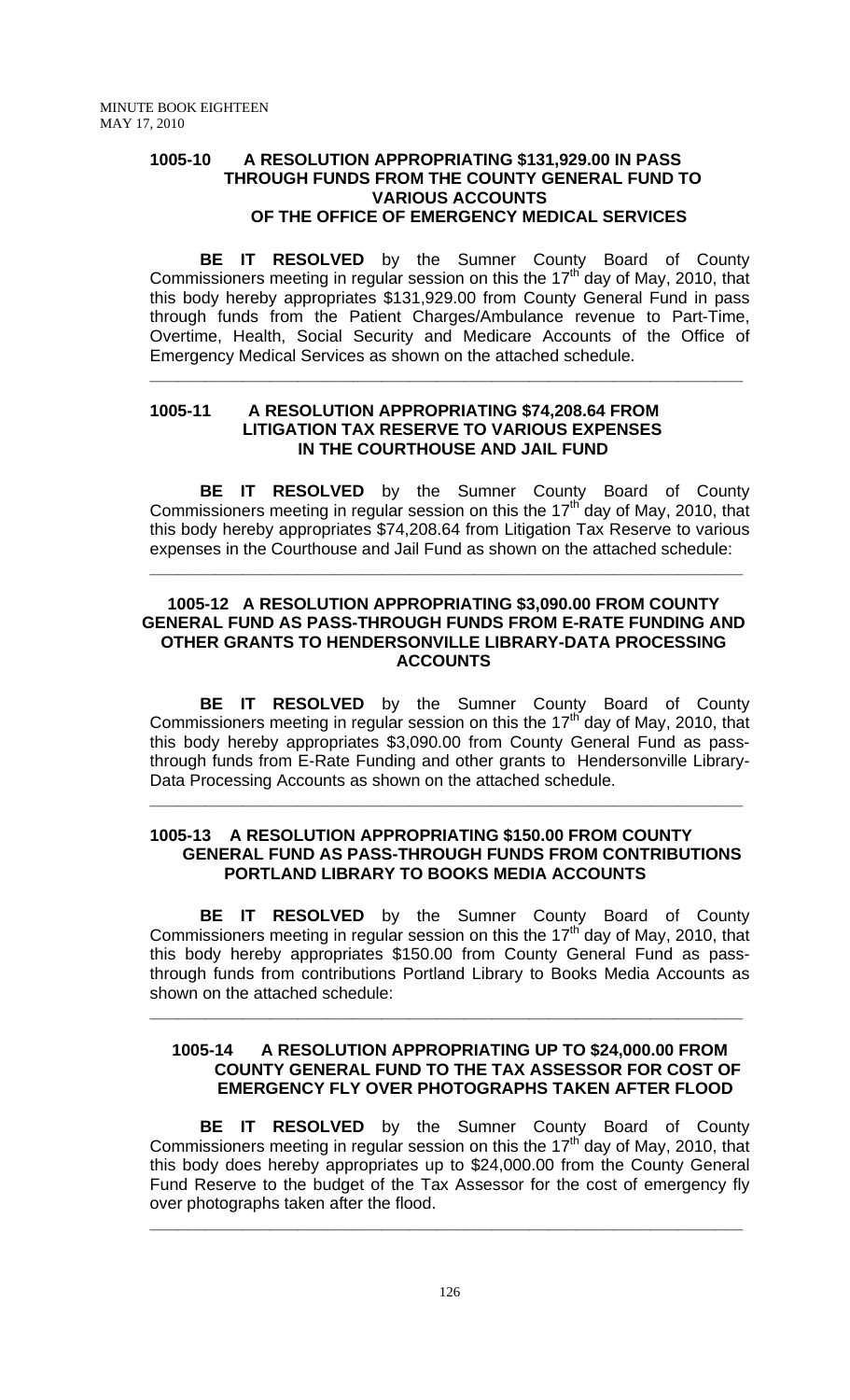### 1005-10 A RESOLUTION APPROPRIATING $131,929.00 IN PASS THROUGH FUNDS FROM THE COUNTY GENERAL FUND TO VARIOUS ACCOUNTS OF THE OFFICE OF EMERGENCY MEDICAL SERVICES

**BE IT RESOLVED** by the Sumner County Board of County Commissioners meeting in regular session on this the 17th day of May, 2010, that this body hereby appropriates $131,929.00 from County General Fund in pass through funds from the Patient Charges/Ambulance revenue to Part-Time, Overtime, Health, Social Security and Medicare Accounts of the Office of Emergency Medical Services as shown on the attached schedule.

---

### 1005-11 A RESOLUTION APPROPRIATING $74,208.64 FROM LITIGATION TAX RESERVE TO VARIOUS EXPENSES IN THE COURTHOUSE AND JAIL FUND

**BE IT RESOLVED** by the Sumner County Board of County Commissioners meeting in regular session on this the 17th day of May, 2010, that this body hereby appropriates $74,208.64 from Litigation Tax Reserve to various expenses in the Courthouse and Jail Fund as shown on the attached schedule:

---

### 1005-12 A RESOLUTION APPROPRIATING $3,090.00 FROM COUNTY GENERAL FUND AS PASS-THROUGH FUNDS FROM E-RATE FUNDING AND OTHER GRANTS TO HENDERSONVILLE LIBRARY-DATA PROCESSING ACCOUNTS

**BE IT RESOLVED** by the Sumner County Board of County Commissioners meeting in regular session on this the 17th day of May, 2010, that this body hereby appropriates $3,090.00 from County General Fund as pass-through funds from E-Rate Funding and other grants to Hendersonville Library-Data Processing Accounts as shown on the attached schedule.

---

### 1005-13 A RESOLUTION APPROPRIATING $150.00 FROM COUNTY GENERAL FUND AS PASS-THROUGH FUNDS FROM CONTRIBUTIONS PORTLAND LIBRARY TO BOOKS MEDIA ACCOUNTS

**BE IT RESOLVED** by the Sumner County Board of County Commissioners meeting in regular session on this the 17th day of May, 2010, that this body hereby appropriates $150.00 from County General Fund as pass-through funds from contributions Portland Library to Books Media Accounts as shown on the attached schedule:

---

### 1005-14 A RESOLUTION APPROPRIATING UP TO $24,000.00 FROM COUNTY GENERAL FUND TO THE TAX ASSESSOR FOR COST OF EMERGENCY FLY OVER PHOTOGRAPHS TAKEN AFTER FLOOD

**BE IT RESOLVED** by the Sumner County Board of County Commissioners meeting in regular session on this the 17th day of May, 2010, that this body does hereby appropriates up to $24,000.00 from the County General Fund Reserve to the budget of the Tax Assessor for the cost of emergency fly over photographs taken after the flood.

---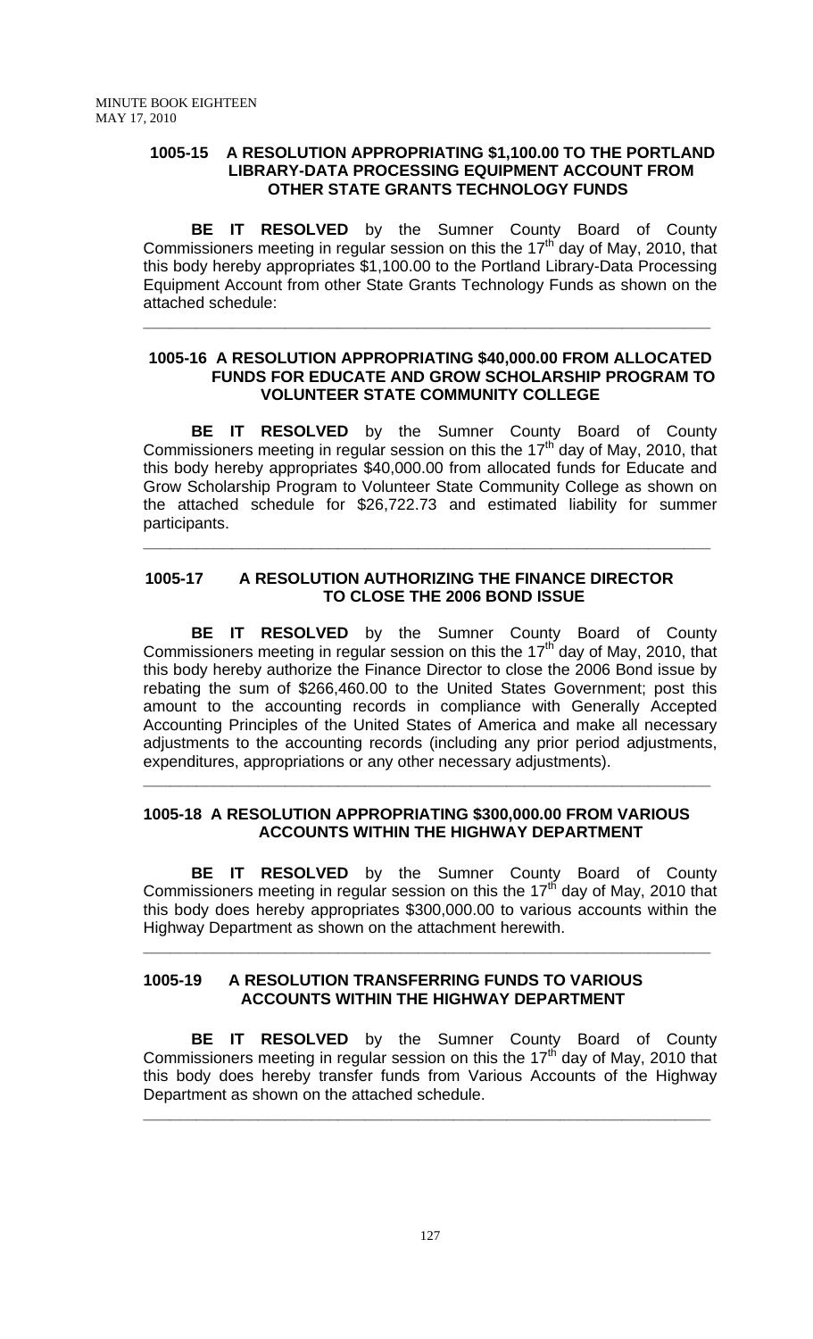### 1005-15 A RESOLUTION APPROPRIATING $1,100.00 TO THE PORTLAND LIBRARY-DATA PROCESSING EQUIPMENT ACCOUNT FROM OTHER STATE GRANTS TECHNOLOGY FUNDS

**BE IT RESOLVED** by the Sumner County Board of County Commissioners meeting in regular session on this the 17th day of May, 2010, that this body hereby appropriates $1,100.00 to the Portland Library-Data Processing Equipment Account from other State Grants Technology Funds as shown on the attached schedule:

---

### 1005-16 A RESOLUTION APPROPRIATING $40,000.00 FROM ALLOCATED FUNDS FOR EDUCATE AND GROW SCHOLARSHIP PROGRAM TO VOLUNTEER STATE COMMUNITY COLLEGE

**BE IT RESOLVED** by the Sumner County Board of County Commissioners meeting in regular session on this the 17th day of May, 2010, that this body hereby appropriates $40,000.00 from allocated funds for Educate and Grow Scholarship Program to Volunteer State Community College as shown on the attached schedule for $26,722.73 and estimated liability for summer participants.

---

### 1005-17 A RESOLUTION AUTHORIZING THE FINANCE DIRECTOR TO CLOSE THE 2006 BOND ISSUE

**BE IT RESOLVED** by the Sumner County Board of County Commissioners meeting in regular session on this the 17th day of May, 2010, that this body hereby authorize the Finance Director to close the 2006 Bond issue by rebating the sum of $266,460.00 to the United States Government; post this amount to the accounting records in compliance with Generally Accepted Accounting Principles of the United States of America and make all necessary adjustments to the accounting records (including any prior period adjustments, expenditures, appropriations or any other necessary adjustments).

---

### 1005-18 A RESOLUTION APPROPRIATING $300,000.00 FROM VARIOUS ACCOUNTS WITHIN THE HIGHWAY DEPARTMENT

**BE IT RESOLVED** by the Sumner County Board of County Commissioners meeting in regular session on this the 17th day of May, 2010 that this body does hereby appropriates $300,000.00 to various accounts within the Highway Department as shown on the attachment herewith.

---

### 1005-19 A RESOLUTION TRANSFERRING FUNDS TO VARIOUS ACCOUNTS WITHIN THE HIGHWAY DEPARTMENT

**BE IT RESOLVED** by the Sumner County Board of County Commissioners meeting in regular session on this the 17th day of May, 2010 that this body does hereby transfer funds from Various Accounts of the Highway Department as shown on the attached schedule.

---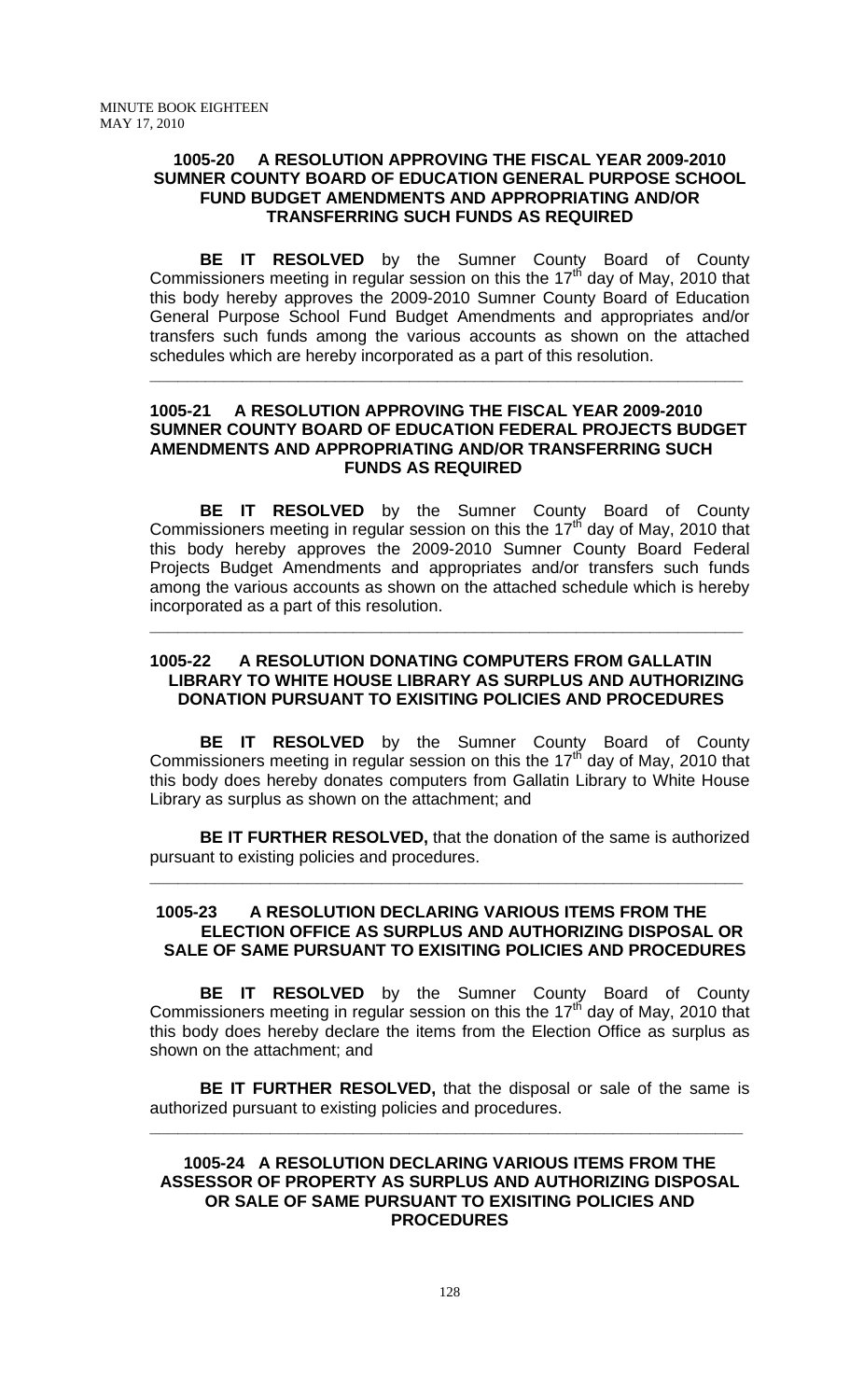**1005-20 A RESOLUTION APPROVING THE FISCAL YEAR 2009-2010 SUMNER COUNTY BOARD OF EDUCATION GENERAL PURPOSE SCHOOL FUND BUDGET AMENDMENTS AND APPROPRIATING AND/OR TRANSFERRING SUCH FUNDS AS REQUIRED**

**BE IT RESOLVED** by the Sumner County Board of County Commissioners meeting in regular session on this the 17th day of May, 2010 that this body hereby approves the 2009-2010 Sumner County Board of Education General Purpose School Fund Budget Amendments and appropriates and/or transfers such funds among the various accounts as shown on the attached schedules which are hereby incorporated as a part of this resolution.

---

**1005-21 A RESOLUTION APPROVING THE FISCAL YEAR 2009-2010 SUMNER COUNTY BOARD OF EDUCATION FEDERAL PROJECTS BUDGET AMENDMENTS AND APPROPRIATING AND/OR TRANSFERRING SUCH FUNDS AS REQUIRED**

**BE IT RESOLVED** by the Sumner County Board of County Commissioners meeting in regular session on this the 17th day of May, 2010 that this body hereby approves the 2009-2010 Sumner County Board Federal Projects Budget Amendments and appropriates and/or transfers such funds among the various accounts as shown on the attached schedule which is hereby incorporated as a part of this resolution.

---

**1005-22 A RESOLUTION DONATING COMPUTERS FROM GALLATIN LIBRARY TO WHITE HOUSE LIBRARY AS SURPLUS AND AUTHORIZING DONATION PURSUANT TO EXISITING POLICIES AND PROCEDURES**

**BE IT RESOLVED** by the Sumner County Board of County Commissioners meeting in regular session on this the 17th day of May, 2010 that this body does hereby donates computers from Gallatin Library to White House Library as surplus as shown on the attachment; and

**BE IT FURTHER RESOLVED,** that the donation of the same is authorized pursuant to existing policies and procedures.

---

**1005-23 A RESOLUTION DECLARING VARIOUS ITEMS FROM THE ELECTION OFFICE AS SURPLUS AND AUTHORIZING DISPOSAL OR SALE OF SAME PURSUANT TO EXISITING POLICIES AND PROCEDURES**

**BE IT RESOLVED** by the Sumner County Board of County Commissioners meeting in regular session on this the 17th day of May, 2010 that this body does hereby declare the items from the Election Office as surplus as shown on the attachment; and

**BE IT FURTHER RESOLVED,** that the disposal or sale of the same is authorized pursuant to existing policies and procedures.

---

**1005-24 A RESOLUTION DECLARING VARIOUS ITEMS FROM THE ASSESSOR OF PROPERTY AS SURPLUS AND AUTHORIZING DISPOSAL OR SALE OF SAME PURSUANT TO EXISITING POLICIES AND PROCEDURES**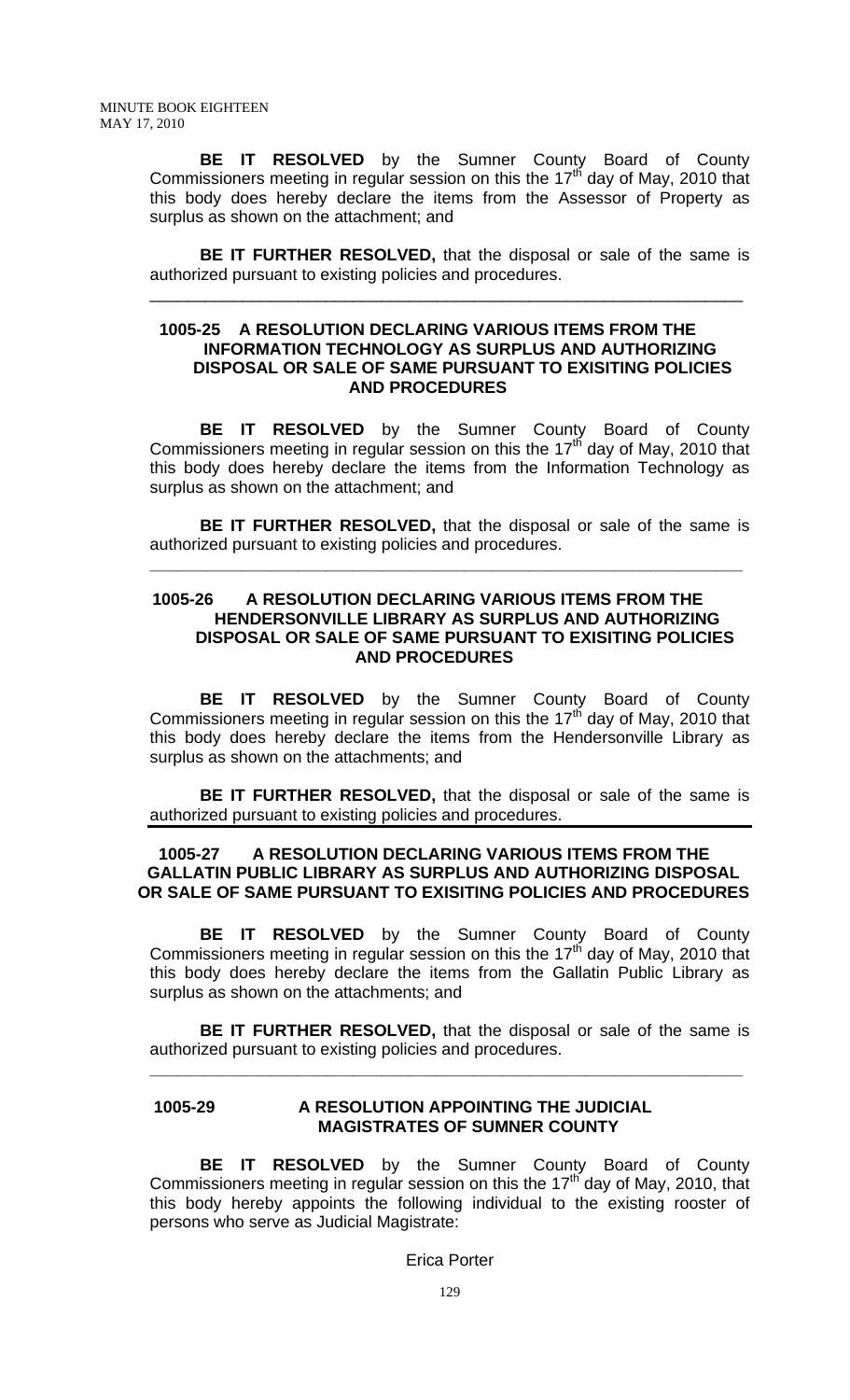**BE IT RESOLVED** by the Sumner County Board of County Commissioners meeting in regular session on this the 17th day of May, 2010 that this body does hereby declare the items from the Assessor of Property as surplus as shown on the attachment; and

**BE IT FURTHER RESOLVED,** that the disposal or sale of the same is authorized pursuant to existing policies and procedures.

---

### 1005-25 A RESOLUTION DECLARING VARIOUS ITEMS FROM THE INFORMATION TECHNOLOGY AS SURPLUS AND AUTHORIZING DISPOSAL OR SALE OF SAME PURSUANT TO EXISITING POLICIES AND PROCEDURES

**BE IT RESOLVED** by the Sumner County Board of County Commissioners meeting in regular session on this the 17th day of May, 2010 that this body does hereby declare the items from the Information Technology as surplus as shown on the attachment; and

**BE IT FURTHER RESOLVED,** that the disposal or sale of the same is authorized pursuant to existing policies and procedures.

---

### 1005-26 A RESOLUTION DECLARING VARIOUS ITEMS FROM THE HENDERSONVILLE LIBRARY AS SURPLUS AND AUTHORIZING DISPOSAL OR SALE OF SAME PURSUANT TO EXISITING POLICIES AND PROCEDURES

**BE IT RESOLVED** by the Sumner County Board of County Commissioners meeting in regular session on this the 17th day of May, 2010 that this body does hereby declare the items from the Hendersonville Library as surplus as shown on the attachments; and

**BE IT FURTHER RESOLVED,** that the disposal or sale of the same is authorized pursuant to existing policies and procedures.

---

### 1005-27 A RESOLUTION DECLARING VARIOUS ITEMS FROM THE GALLATIN PUBLIC LIBRARY AS SURPLUS AND AUTHORIZING DISPOSAL OR SALE OF SAME PURSUANT TO EXISITING POLICIES AND PROCEDURES

**BE IT RESOLVED** by the Sumner County Board of County Commissioners meeting in regular session on this the 17th day of May, 2010 that this body does hereby declare the items from the Gallatin Public Library as surplus as shown on the attachments; and

**BE IT FURTHER RESOLVED,** that the disposal or sale of the same is authorized pursuant to existing policies and procedures.

---

### 1005-29 A RESOLUTION APPOINTING THE JUDICIAL MAGISTRATES OF SUMNER COUNTY

**BE IT RESOLVED** by the Sumner County Board of County Commissioners meeting in regular session on this the 17th day of May, 2010, that this body hereby appoints the following individual to the existing rooster of persons who serve as Judicial Magistrate:

Erica Porter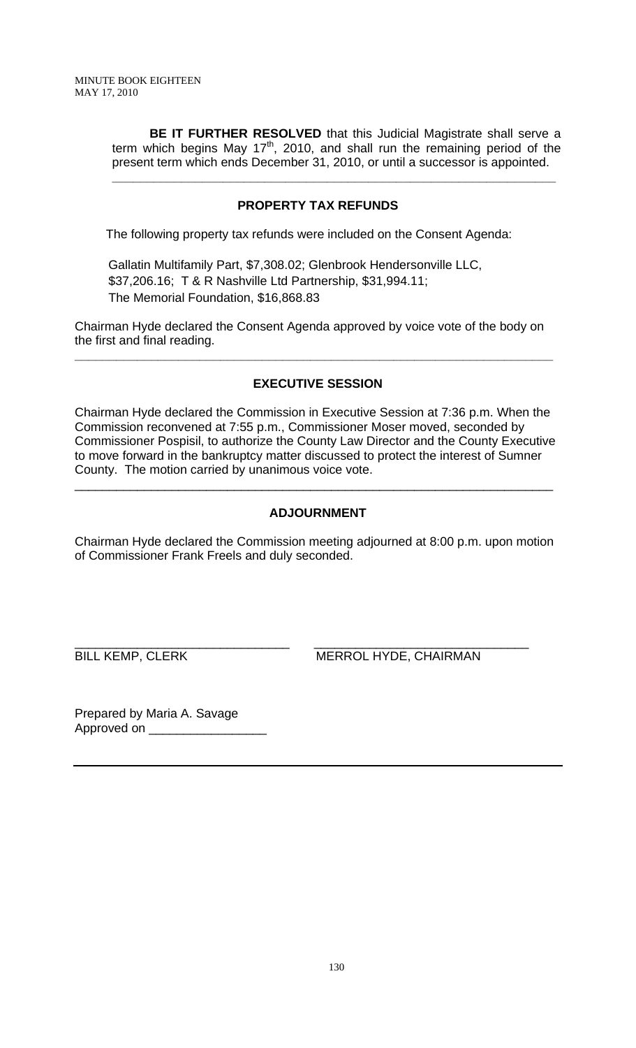**BE IT FURTHER RESOLVED** that this Judicial Magistrate shall serve a term which begins May 17th, 2010, and shall run the remaining period of the present term which ends December 31, 2010, or until a successor is appointed.

---

## PROPERTY TAX REFUNDS

The following property tax refunds were included on the Consent Agenda:

Gallatin Multifamily Part, $7,308.02; Glenbrook Hendersonville LLC, $37,206.16; T & R Nashville Ltd Partnership, $31,994.11; The Memorial Foundation, $16,868.83

Chairman Hyde declared the Consent Agenda approved by voice vote of the body on the first and final reading.

---

## EXECUTIVE SESSION

Chairman Hyde declared the Commission in Executive Session at 7:36 p.m. When the Commission reconvened at 7:55 p.m., Commissioner Moser moved, seconded by Commissioner Pospisil, to authorize the County Law Director and the County Executive to move forward in the bankruptcy matter discussed to protect the interest of Sumner County. The motion carried by unanimous voice vote.

---

## ADJOURNMENT

Chairman Hyde declared the Commission meeting adjourned at 8:00 p.m. upon motion of Commissioner Frank Freels and duly seconded.

_______________________________ _______________________________

BILL KEMP, CLERK MERROL HYDE, CHAIRMAN

Prepared by Maria A. Savage

Approved on _________________